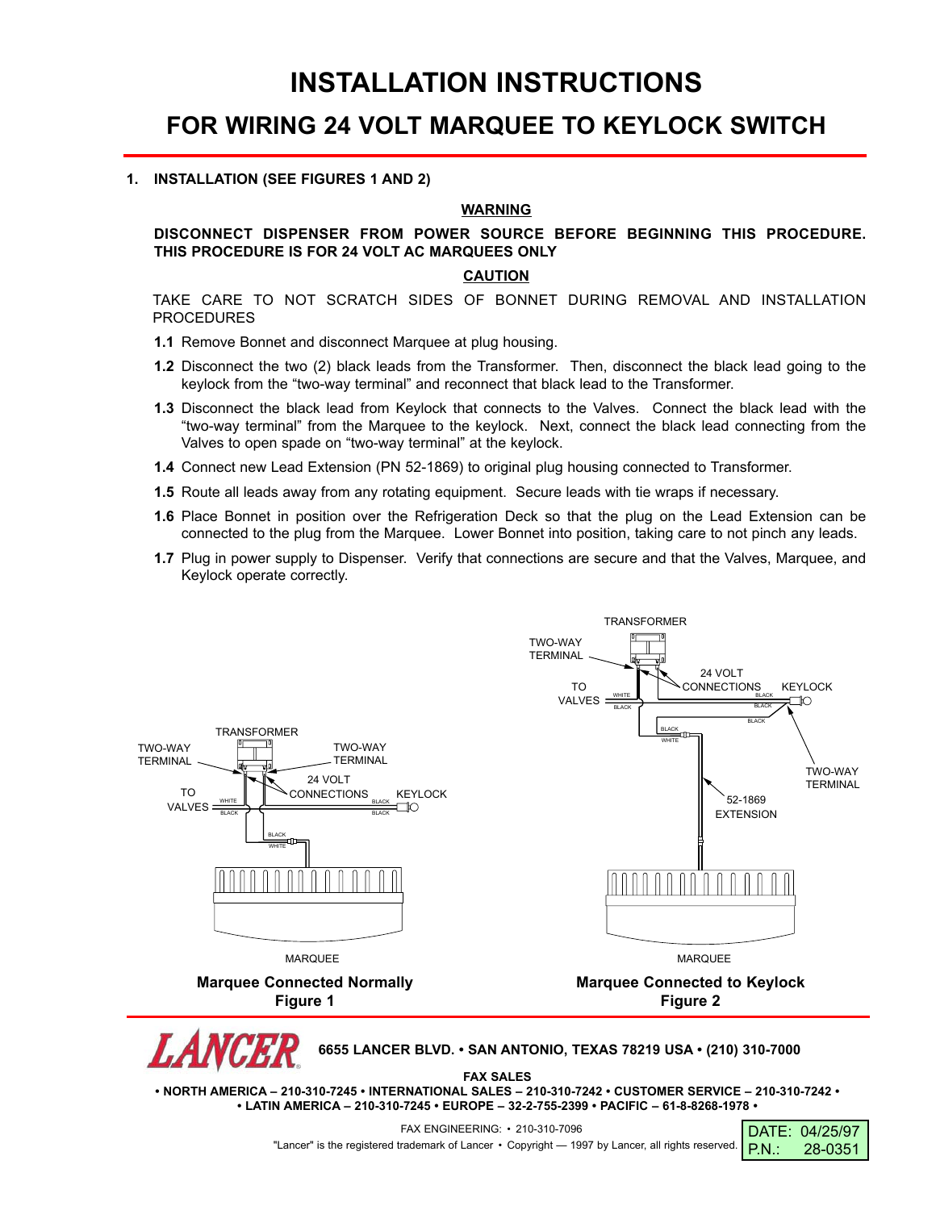# INSTALLATION INSTRUCTIONS

## FOR WIRING 24 VOLT MARQUEE TO KEYLOCK SWITCH

**1. INSTALLATION (SEE FIGURES 1 AND 2)**

**WARNING**

**DISCONNECT DISPENSER FROM POWER SOURCE BEFORE BEGINNING THIS PROCEDURE. THIS PROCEDURE IS FOR 24 VOLT AC MARQUEES ONLY**

**CAUTION**

TAKE CARE TO NOT SCRATCH SIDES OF BONNET DURING REMOVAL AND INSTALLATION PROCEDURES

**1.1** Remove Bonnet and disconnect Marquee at plug housing.

**1.2** Disconnect the two (2) black leads from the Transformer. Then, disconnect the black lead going to the keylock from the "two-way terminal" and reconnect that black lead to the Transformer.

**1.3** Disconnect the black lead from Keylock that connects to the Valves. Connect the black lead with the "two-way terminal" from the Marquee to the keylock. Next, connect the black lead connecting from the Valves to open spade on "two-way terminal" at the keylock.

**1.4** Connect new Lead Extension (PN 52-1869) to original plug housing connected to Transformer.

**1.5** Route all leads away from any rotating equipment. Secure leads with tie wraps if necessary.

**1.6** Place Bonnet in position over the Refrigeration Deck so that the plug on the Lead Extension can be connected to the plug from the Marquee. Lower Bonnet into position, taking care to not pinch any leads.

**1.7** Plug in power supply to Dispenser. Verify that connections are secure and that the Valves, Marquee, and Keylock operate correctly.

TRANSFORMER, TWO-WAY TERMINAL, TWO-WAY TERMINAL, 24 VOLT CONNECTIONS, TO VALVES, KEYLOCK, WHITE, BLACK, BLACK, BLACK, BLACK, WHITE, MARQUEE

**Marquee Connected Normally**
**Figure 1**

TRANSFORMER, TWO-WAY TERMINAL, 24 VOLT CONNECTIONS, KEYLOCK, TO VALVES, WHITE, BLACK, BLACK, BLACK, BLACK, BLACK, WHITE, TWO-WAY TERMINAL, 52-1869 EXTENSION, MARQUEE

**Marquee Connected to Keylock**
**Figure 2**

**LANCER** **6655 LANCER BLVD. • SAN ANTONIO, TEXAS 78219 USA • (210) 310-7000**

**FAX SALES**
**• NORTH AMERICA – 210-310-7245 • INTERNATIONAL SALES – 210-310-7242 • CUSTOMER SERVICE – 210-310-7242 •**
**• LATIN AMERICA – 210-310-7245 • EUROPE – 32-2-755-2399 • PACIFIC – 61-8-8268-1978 •**

FAX ENGINEERING: • 210-310-7096
"Lancer" is the registered trademark of Lancer • Copyright — 1997 by Lancer, all rights reserved.

DATE: 04/25/97
P.N.: 28-0351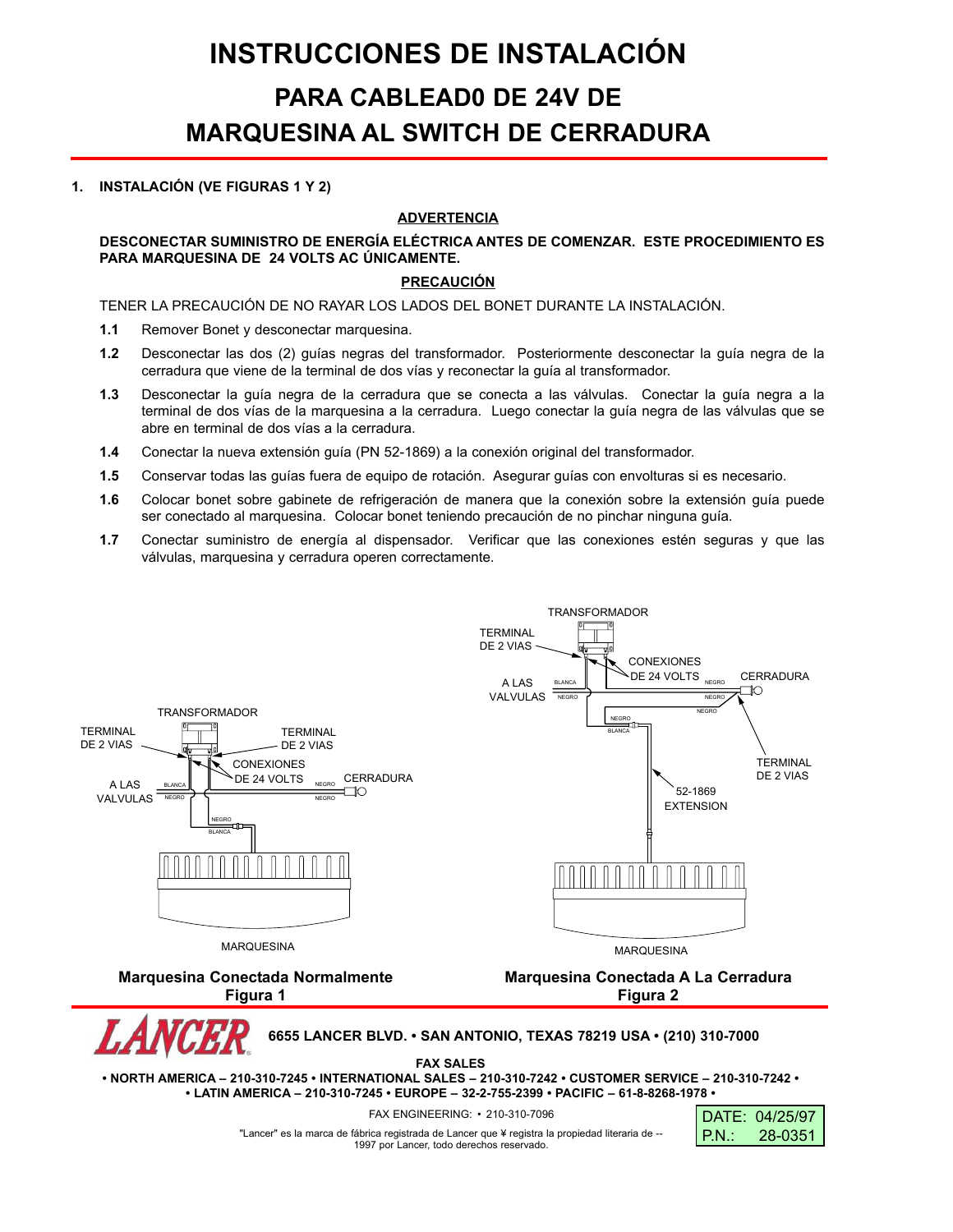# INSTRUCCIONES DE INSTALACIÓN

## PARA CABLEAD0 DE 24V DE MARQUESINA AL SWITCH DE CERRADURA

**1. INSTALACIÓN (VE FIGURAS 1 Y 2)**

**ADVERTENCIA**

**DESCONECTAR SUMINISTRO DE ENERGÍA ELÉCTRICA ANTES DE COMENZAR. ESTE PROCEDIMIENTO ES PARA MARQUESINA DE 24 VOLTS AC ÚNICAMENTE.**

**PRECAUCIÓN**

TENER LA PRECAUCIÓN DE NO RAYAR LOS LADOS DEL BONET DURANTE LA INSTALACIÓN.

**1.1** Remover Bonet y desconectar marquesina.

**1.2** Desconectar las dos (2) guías negras del transformador. Posteriormente desconectar la guía negra de la cerradura que viene de la terminal de dos vías y reconectar la guía al transformador.

**1.3** Desconectar la guía negra de la cerradura que se conecta a las válvulas. Conectar la guía negra a la terminal de dos vías de la marquesina a la cerradura. Luego conectar la guía negra de las válvulas que se abre en terminal de dos vías a la cerradura.

**1.4** Conectar la nueva extensión guía (PN 52-1869) a la conexión original del transformador.

**1.5** Conservar todas las guías fuera de equipo de rotación. Asegurar guías con envolturas si es necesario.

**1.6** Colocar bonet sobre gabinete de refrigeración de manera que la conexión sobre la extensión guía puede ser conectado al marquesina. Colocar bonet teniendo precaución de no pinchar ninguna guía.

**1.7** Conectar suministro de energía al dispensador. Verificar que las conexiones estén seguras y que las válvulas, marquesina y cerradura operen correctamente.

TRANSFORMADOR
TERMINAL DE 2 VIAS
TERMINAL DE 2 VIAS
CONEXIONES DE 24 VOLTS
A LAS VALVULAS
BLANCA
NEGRO
NEGRO
NEGRO
CERRADURA
NEGRO
BLANCA
MARQUESINA

**Marquesina Conectada Normalmente**
**Figura 1**

TRANSFORMADOR
TERMINAL DE 2 VIAS
CONEXIONES DE 24 VOLTS
A LAS VALVULAS
BLANCA
NEGRO
NEGRO
NEGRO
CERRADURA
NEGRO
NEGRO
BLANCA
TERMINAL DE 2 VIAS
52-1869 EXTENSION
MARQUESINA

**Marquesina Conectada A La Cerradura**
**Figura 2**

LANCER

**6655 LANCER BLVD. • SAN ANTONIO, TEXAS 78219 USA • (210) 310-7000**

**FAX SALES**

**• NORTH AMERICA – 210-310-7245 • INTERNATIONAL SALES – 210-310-7242 • CUSTOMER SERVICE – 210-310-7242 •**
**• LATIN AMERICA – 210-310-7245 • EUROPE – 32-2-755-2399 • PACIFIC – 61-8-8268-1978 •**

FAX ENGINEERING: • 210-310-7096

"Lancer" es la marca de fábrica registrada de Lancer que ¥ registra la propiedad literaria de -- 1997 por Lancer, todo derechos reservado.

DATE: 04/25/97
P.N.: 28-0351